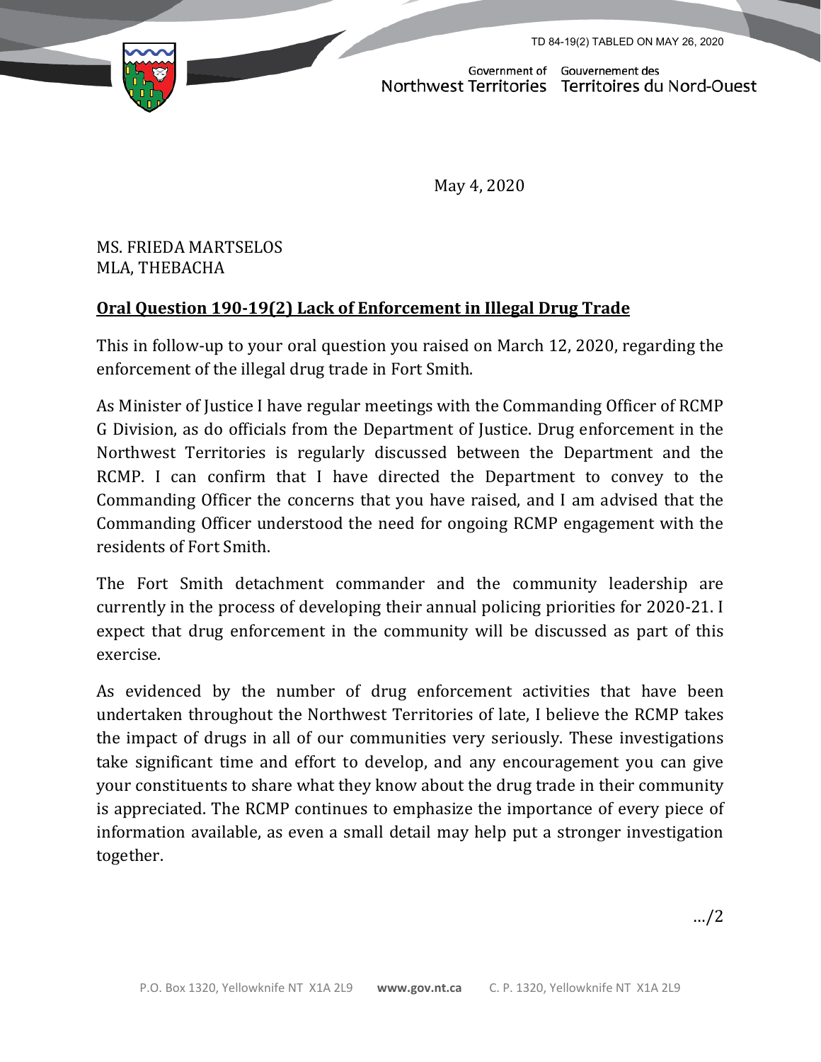TD 84-19(2) TABLED ON MAY 26, 2020

Government of Northwest Territories | Gouvernement des Territoires du Nord-Ouest

May 4, 2020

MS. FRIEDA MARTSELOS
MLA, THEBACHA

**Oral Question 190-19(2) Lack of Enforcement in Illegal Drug Trade**

This in follow-up to your oral question you raised on March 12, 2020, regarding the enforcement of the illegal drug trade in Fort Smith.

As Minister of Justice I have regular meetings with the Commanding Officer of RCMP G Division, as do officials from the Department of Justice. Drug enforcement in the Northwest Territories is regularly discussed between the Department and the RCMP. I can confirm that I have directed the Department to convey to the Commanding Officer the concerns that you have raised, and I am advised that the Commanding Officer understood the need for ongoing RCMP engagement with the residents of Fort Smith.

The Fort Smith detachment commander and the community leadership are currently in the process of developing their annual policing priorities for 2020-21. I expect that drug enforcement in the community will be discussed as part of this exercise.

As evidenced by the number of drug enforcement activities that have been undertaken throughout the Northwest Territories of late, I believe the RCMP takes the impact of drugs in all of our communities very seriously. These investigations take significant time and effort to develop, and any encouragement you can give your constituents to share what they know about the drug trade in their community is appreciated. The RCMP continues to emphasize the importance of every piece of information available, as even a small detail may help put a stronger investigation together.

.../2

P.O. Box 1320, Yellowknife NT X1A 2L9 **www.gov.nt.ca** C. P. 1320, Yellowknife NT X1A 2L9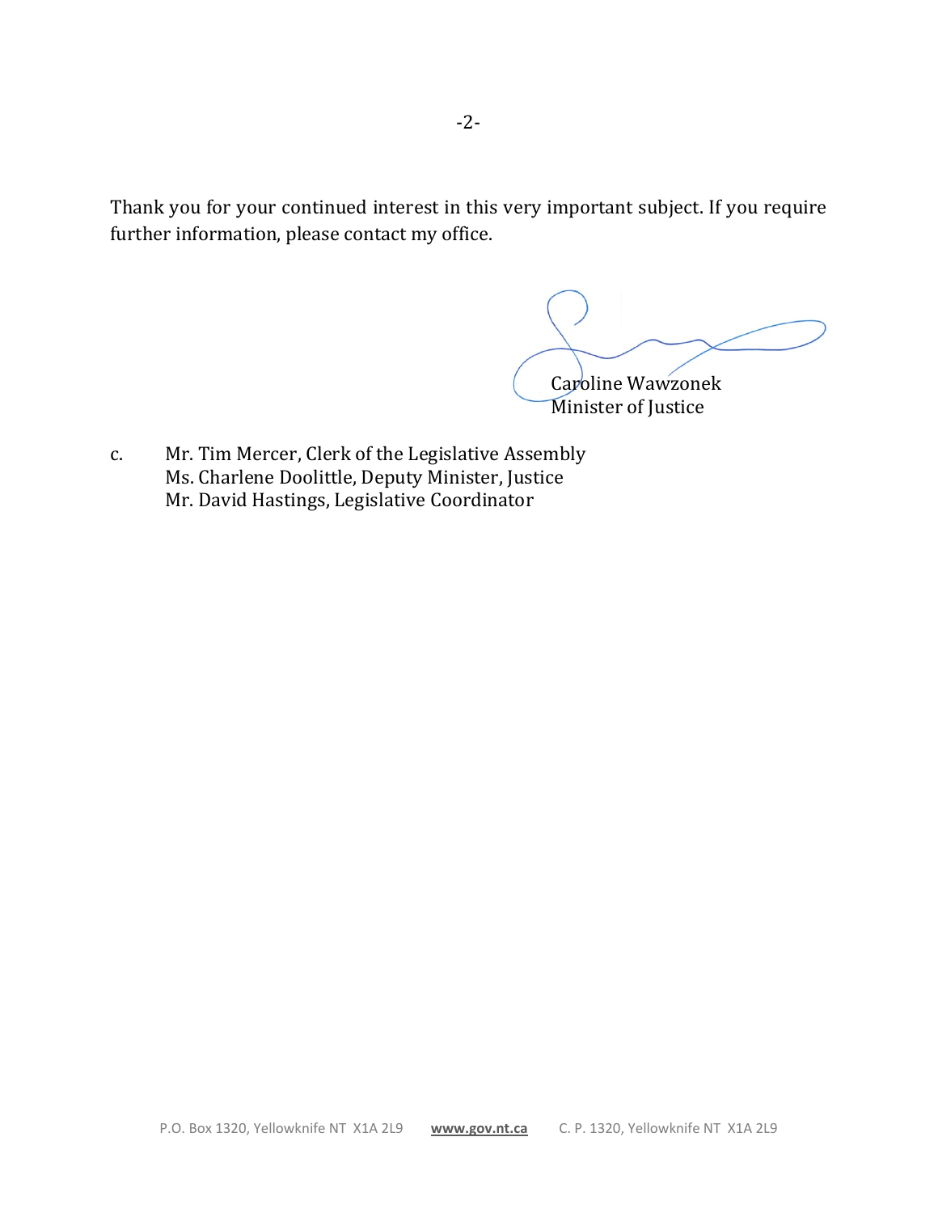Thank you for your continued interest in this very important subject. If you require further information, please contact my office.

Caroline Wawzonek
Minister of Justice

c. Mr. Tim Mercer, Clerk of the Legislative Assembly
Ms. Charlene Doolittle, Deputy Minister, Justice
Mr. David Hastings, Legislative Coordinator